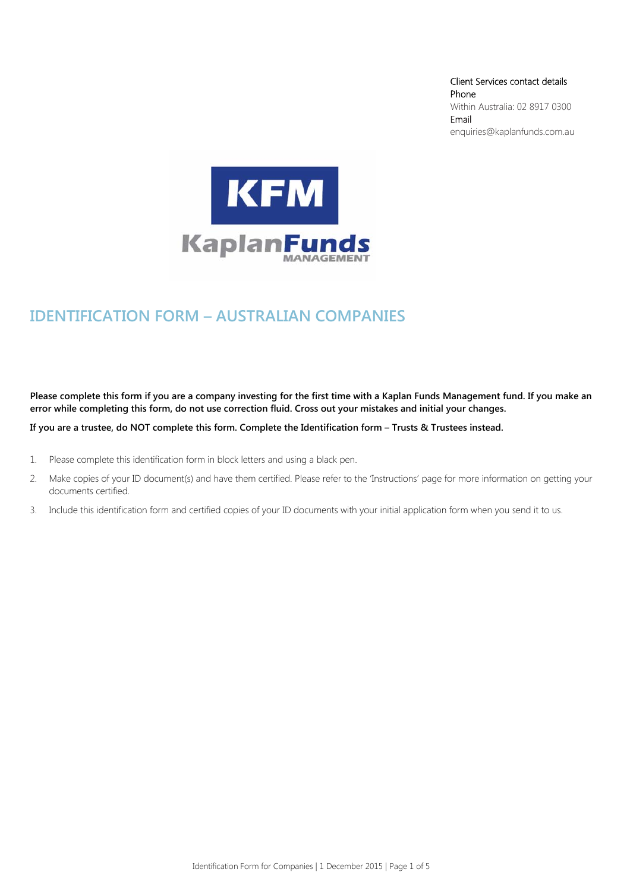Client Services contact details
Phone
Within Australia: 02 8917 0300
Email
enquiries@kaplanfunds.com.au

# IDENTIFICATION FORM – AUSTRALIAN COMPANIES

**Please complete this form if you are a company investing for the first time with a Kaplan Funds Management fund. If you make an error while completing this form, do not use correction fluid. Cross out your mistakes and initial your changes.**

**If you are a trustee, do NOT complete this form. Complete the Identification form – Trusts & Trustees instead.**

1. Please complete this identification form in block letters and using a black pen.
2. Make copies of your ID document(s) and have them certified. Please refer to the 'Instructions' page for more information on getting your documents certified.
3. Include this identification form and certified copies of your ID documents with your initial application form when you send it to us.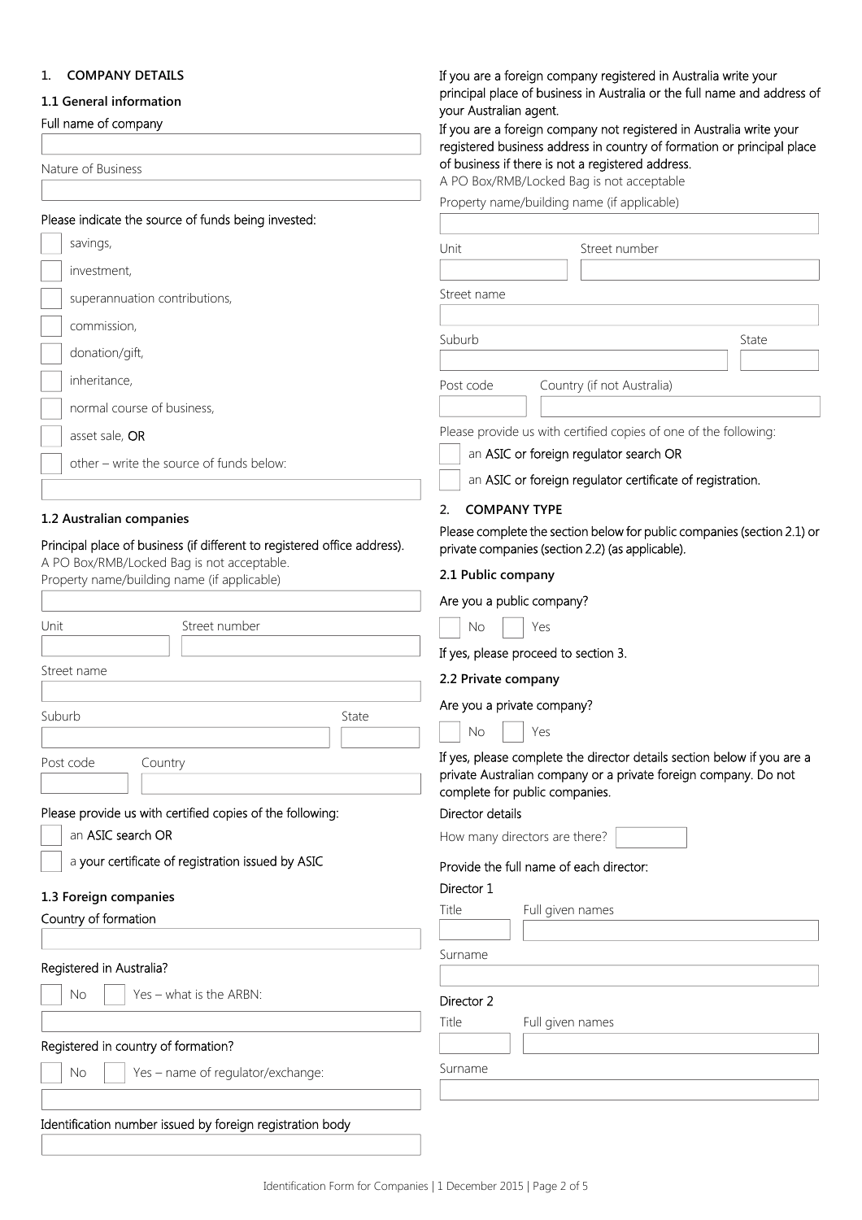## 1. COMPANY DETAILS

### 1.1 General information

Full name of company

Nature of Business

Please indicate the source of funds being invested:

- ☐ savings,
- ☐ investment,
- ☐ superannuation contributions,
- ☐ commission,
- ☐ donation/gift,
- ☐ inheritance,
- ☐ normal course of business,
- ☐ asset sale, OR
- ☐ other – write the source of funds below:

### 1.2 Australian companies

Principal place of business (if different to registered office address).
A PO Box/RMB/Locked Bag is not acceptable.
Property name/building name (if applicable)

Unit | Street number

Street name

Suburb | State

Post code | Country

Please provide us with certified copies of the following:

- ☐ an ASIC search OR
- ☐ a your certificate of registration issued by ASIC

### 1.3 Foreign companies

Country of formation

Registered in Australia?

☐ No ☐ Yes – what is the ARBN:

Registered in country of formation?

☐ No ☐ Yes – name of regulator/exchange:

Identification number issued by foreign registration body

If you are a foreign company registered in Australia write your principal place of business in Australia or the full name and address of your Australian agent.
If you are a foreign company not registered in Australia write your registered business address in country of formation or principal place of business if there is not a registered address.
A PO Box/RMB/Locked Bag is not acceptable

Property name/building name (if applicable)

Unit | Street number

Street name

Suburb | State

Post code | Country (if not Australia)

Please provide us with certified copies of one of the following:

- ☐ an ASIC or foreign regulator search OR
- ☐ an ASIC or foreign regulator certificate of registration.

## 2. COMPANY TYPE

Please complete the section below for public companies (section 2.1) or private companies (section 2.2) (as applicable).

### 2.1 Public company

Are you a public company?

☐ No ☐ Yes

If yes, please proceed to section 3.

### 2.2 Private company

Are you a private company?

☐ No ☐ Yes

If yes, please complete the director details section below if you are a private Australian company or a private foreign company. Do not complete for public companies.

Director details

How many directors are there?

Provide the full name of each director:

Director 1

Title | Full given names

Surname

Director 2

Title | Full given names

Surname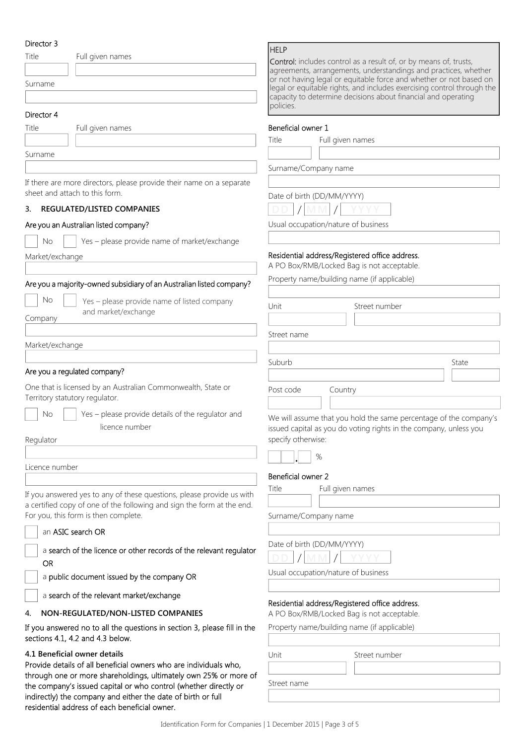Director 3

Title ☐ Full given names ☐

Surname ☐

Director 4

Title ☐ Full given names ☐

Surname ☐

If there are more directors, please provide their name on a separate sheet and attach to this form.

## 3. REGULATED/LISTED COMPANIES

**Are you an Australian listed company?**

☐ No ☐ Yes – please provide name of market/exchange

Market/exchange ☐

**Are you a majority-owned subsidiary of an Australian listed company?**

☐ No ☐ Yes – please provide name of listed company and market/exchange

Company ☐

Market/exchange ☐

**Are you a regulated company?**

One that is licensed by an Australian Commonwealth, State or Territory statutory regulator.

☐ No ☐ Yes – please provide details of the regulator and licence number

Regulator ☐

Licence number ☐

If you answered yes to any of these questions, please provide us with a certified copy of one of the following and sign the form at the end. For you, this form is then complete.

- ☐ an ASIC search OR
- ☐ a search of the licence or other records of the relevant regulator OR
- ☐ a public document issued by the company OR
- ☐ a search of the relevant market/exchange

## 4. NON-REGULATED/NON-LISTED COMPANIES

If you answered no to all the questions in section 3, please fill in the sections 4.1, 4.2 and 4.3 below.

### 4.1 Beneficial owner details

Provide details of all beneficial owners who are individuals who, through one or more shareholdings, ultimately own 25% or more of the company's issued capital or who control (whether directly or indirectly) the company and either the date of birth or full residential address of each beneficial owner.

> **HELP**
>
> **Control:** includes control as a result of, or by means of, trusts, agreements, arrangements, understandings and practices, whether or not having legal or equitable force and whether or not based on legal or equitable rights, and includes exercising control through the capacity to determine decisions about financial and operating policies.

Beneficial owner 1

Title ☐ Full given names ☐

Surname/Company name ☐

Date of birth (DD/MM/YYYY)

DD / MM / YYYY

Usual occupation/nature of business ☐

Residential address/Registered office address.
A PO Box/RMB/Locked Bag is not acceptable.

Property name/building name (if applicable) ☐

Unit ☐ Street number ☐

Street name ☐

Suburb ☐ State ☐

Post code ☐ Country ☐

We will assume that you hold the same percentage of the company's issued capital as you do voting rights in the company, unless you specify otherwise:

☐☐.☐ %

Beneficial owner 2

Title ☐ Full given names ☐

Surname/Company name ☐

Date of birth (DD/MM/YYYY)

DD / MM / YYYY

Usual occupation/nature of business ☐

Residential address/Registered office address.
A PO Box/RMB/Locked Bag is not acceptable.

Property name/building name (if applicable) ☐

Unit ☐ Street number ☐

Street name ☐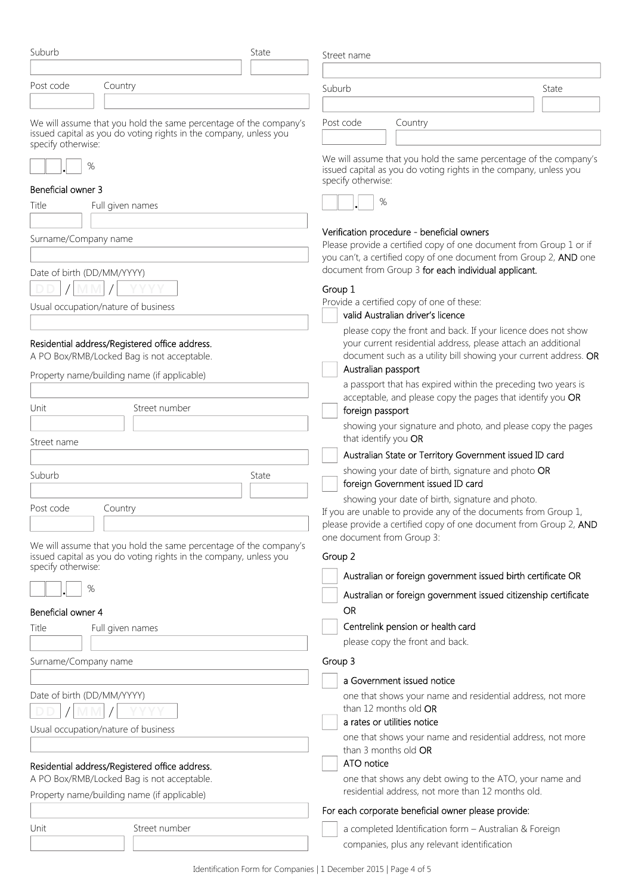Suburb

State

Post code

Country

We will assume that you hold the same percentage of the company's issued capital as you do voting rights in the company, unless you specify otherwise:

. %

### Beneficial owner 3

Title

Full given names

Surname/Company name

Date of birth (DD/MM/YYYY)

DD / MM / YYYY

Usual occupation/nature of business

**Residential address/Registered office address.**

A PO Box/RMB/Locked Bag is not acceptable.

Property name/building name (if applicable)

Unit

Street number

Street name

Suburb

State

Post code

Country

We will assume that you hold the same percentage of the company's issued capital as you do voting rights in the company, unless you specify otherwise:

. %

### Beneficial owner 4

Title

Full given names

Surname/Company name

Date of birth (DD/MM/YYYY)

DD / MM / YYYY

Usual occupation/nature of business

**Residential address/Registered office address.**

A PO Box/RMB/Locked Bag is not acceptable.

Property name/building name (if applicable)

Unit

Street number

Street name

Suburb

State

Post code

Country

We will assume that you hold the same percentage of the company's issued capital as you do voting rights in the company, unless you specify otherwise:

. %

### Verification procedure - beneficial owners

Please provide a certified copy of one document from Group 1 or if you can't, a certified copy of one document from Group 2, **AND** one document from Group 3 **for each individual applicant.**

#### Group 1

Provide a certified copy of one of these:

- [ ] **valid Australian driver's licence**
  please copy the front and back. If your licence does not show your current residential address, please attach an additional document such as a utility bill showing your current address. **OR**
- [ ] **Australian passport**
  a passport that has expired within the preceding two years is acceptable, and please copy the pages that identify you **OR**
- [ ] **foreign passport**
  showing your signature and photo, and please copy the pages that identify you **OR**
- [ ] **Australian State or Territory Government issued ID card**
  showing your date of birth, signature and photo **OR**
- [ ] **foreign Government issued ID card**
  showing your date of birth, signature and photo.

If you are unable to provide any of the documents from Group 1, please provide a certified copy of one document from Group 2, **AND** one document from Group 3:

#### Group 2

- [ ] **Australian or foreign government issued birth certificate OR**
- [ ] **Australian or foreign government issued citizenship certificate OR**
- [ ] **Centrelink pension or health card**
  please copy the front and back.

#### Group 3

- [ ] **a Government issued notice**
  one that shows your name and residential address, not more than 12 months old **OR**
- [ ] **a rates or utilities notice**
  one that shows your name and residential address, not more than 3 months old **OR**
- [ ] **ATO notice**
  one that shows any debt owing to the ATO, your name and residential address, not more than 12 months old.

**For each corporate beneficial owner please provide:**

- [ ] a completed Identification form – Australian & Foreign companies, plus any relevant identification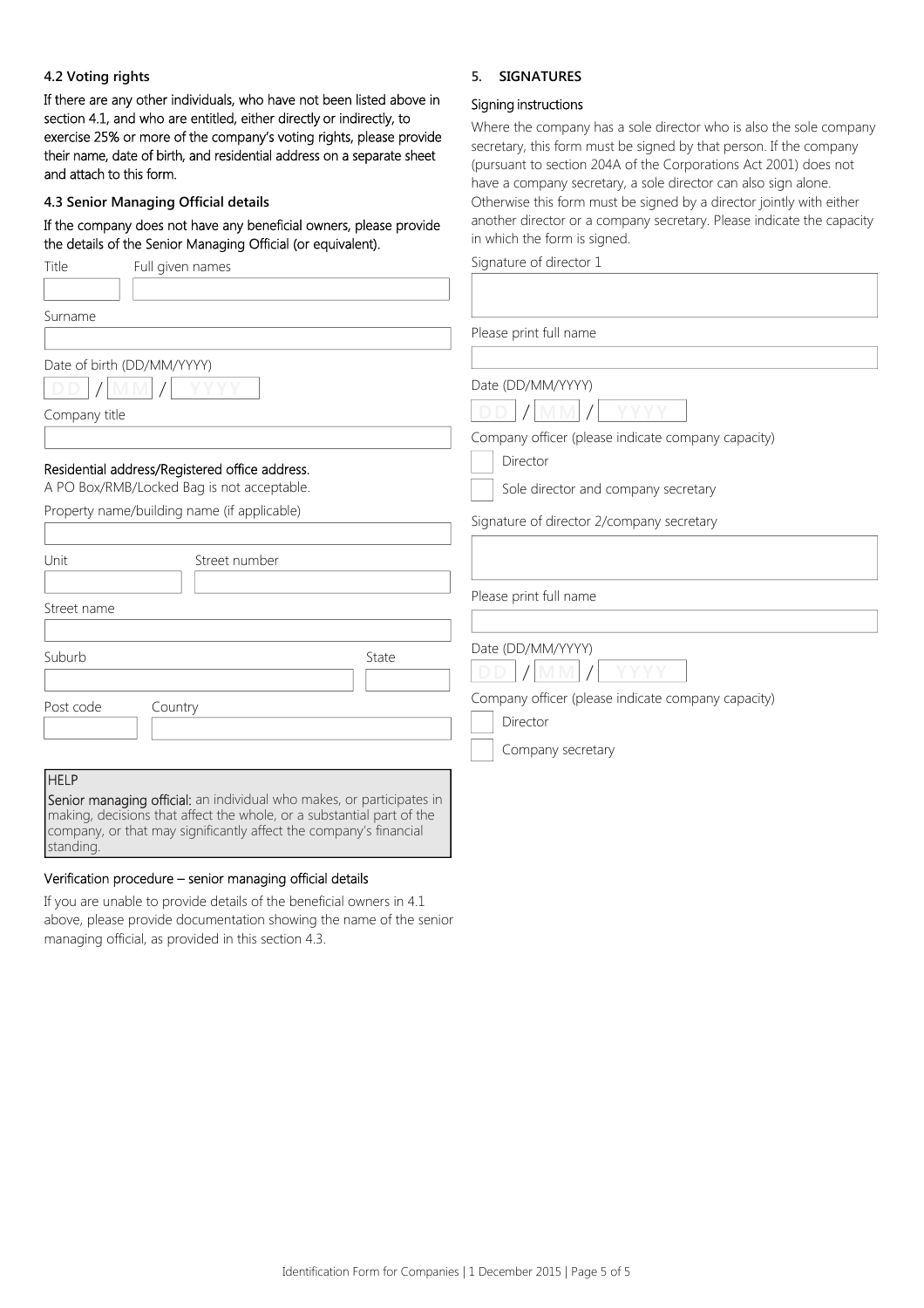### 4.2 Voting rights

If there are any other individuals, who have not been listed above in section 4.1, and who are entitled, either directly or indirectly, to exercise 25% or more of the company's voting rights, please provide their name, date of birth, and residential address on a separate sheet and attach to this form.

### 4.3 Senior Managing Official details

If the company does not have any beneficial owners, please provide the details of the Senior Managing Official (or equivalent).

Title

Full given names

Surname

Date of birth (DD/MM/YYYY)

DD / MM / YYYY

Company title

Residential address/Registered office address.
A PO Box/RMB/Locked Bag is not acceptable.

Property name/building name (if applicable)

Unit

Street number

Street name

Suburb

State

Post code

Country

**HELP**

Senior managing official: an individual who makes, or participates in making, decisions that affect the whole, or a substantial part of the company, or that may significantly affect the company's financial standing.

Verification procedure – senior managing official details

If you are unable to provide details of the beneficial owners in 4.1 above, please provide documentation showing the name of the senior managing official, as provided in this section 4.3.

## 5. SIGNATURES

Signing instructions

Where the company has a sole director who is also the sole company secretary, this form must be signed by that person. If the company (pursuant to section 204A of the Corporations Act 2001) does not have a company secretary, a sole director can also sign alone. Otherwise this form must be signed by a director jointly with either another director or a company secretary. Please indicate the capacity in which the form is signed.

Signature of director 1

Please print full name

Date (DD/MM/YYYY)

DD / MM / YYYY

Company officer (please indicate company capacity)

- [ ] Director
- [ ] Sole director and company secretary

Signature of director 2/company secretary

Please print full name

Date (DD/MM/YYYY)

DD / MM / YYYY

Company officer (please indicate company capacity)

- [ ] Director
- [ ] Company secretary